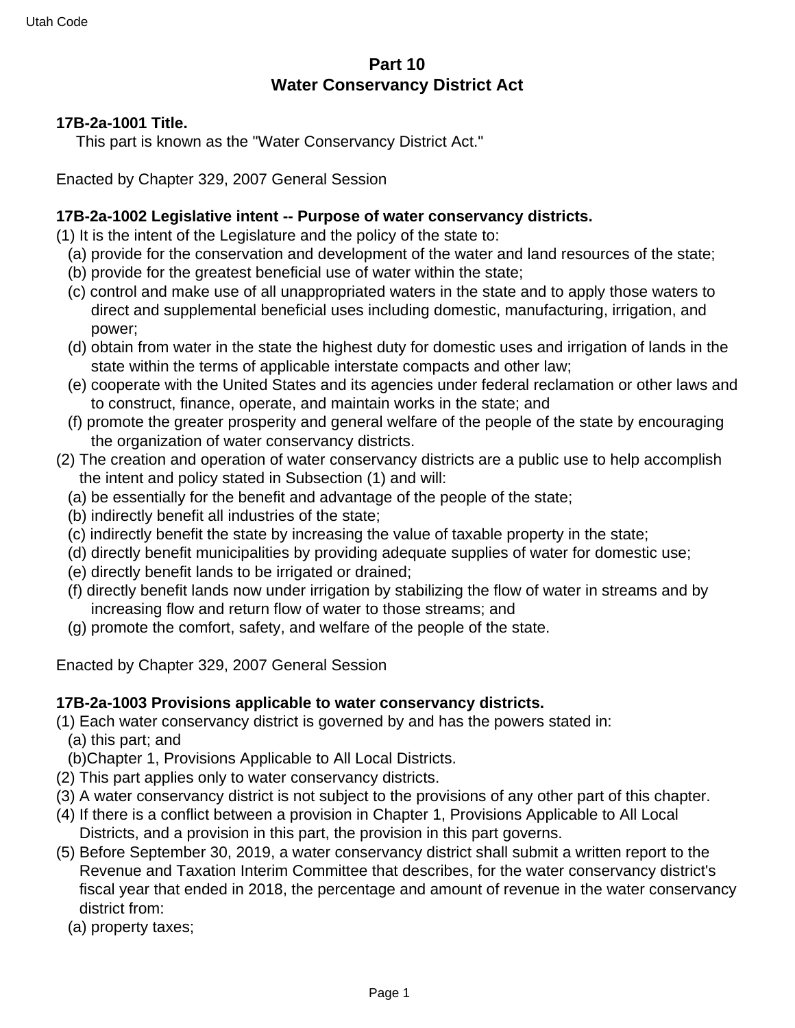# Part 10
# Water Conservancy District Act

**17B-2a-1001 Title.**

This part is known as the "Water Conservancy District Act."

Enacted by Chapter 329, 2007 General Session

**17B-2a-1002 Legislative intent -- Purpose of water conservancy districts.**

(1) It is the intent of the Legislature and the policy of the state to:
  (a) provide for the conservation and development of the water and land resources of the state;
  (b) provide for the greatest beneficial use of water within the state;
  (c) control and make use of all unappropriated waters in the state and to apply those waters to direct and supplemental beneficial uses including domestic, manufacturing, irrigation, and power;
  (d) obtain from water in the state the highest duty for domestic uses and irrigation of lands in the state within the terms of applicable interstate compacts and other law;
  (e) cooperate with the United States and its agencies under federal reclamation or other laws and to construct, finance, operate, and maintain works in the state; and
  (f) promote the greater prosperity and general welfare of the people of the state by encouraging the organization of water conservancy districts.

(2) The creation and operation of water conservancy districts are a public use to help accomplish the intent and policy stated in Subsection (1) and will:
  (a) be essentially for the benefit and advantage of the people of the state;
  (b) indirectly benefit all industries of the state;
  (c) indirectly benefit the state by increasing the value of taxable property in the state;
  (d) directly benefit municipalities by providing adequate supplies of water for domestic use;
  (e) directly benefit lands to be irrigated or drained;
  (f) directly benefit lands now under irrigation by stabilizing the flow of water in streams and by increasing flow and return flow of water to those streams; and
  (g) promote the comfort, safety, and welfare of the people of the state.

Enacted by Chapter 329, 2007 General Session

**17B-2a-1003 Provisions applicable to water conservancy districts.**

(1) Each water conservancy district is governed by and has the powers stated in:
  (a) this part; and
  (b)Chapter 1, Provisions Applicable to All Local Districts.

(2) This part applies only to water conservancy districts.

(3) A water conservancy district is not subject to the provisions of any other part of this chapter.

(4) If there is a conflict between a provision in Chapter 1, Provisions Applicable to All Local Districts, and a provision in this part, the provision in this part governs.

(5) Before September 30, 2019, a water conservancy district shall submit a written report to the Revenue and Taxation Interim Committee that describes, for the water conservancy district's fiscal year that ended in 2018, the percentage and amount of revenue in the water conservancy district from:
  (a) property taxes;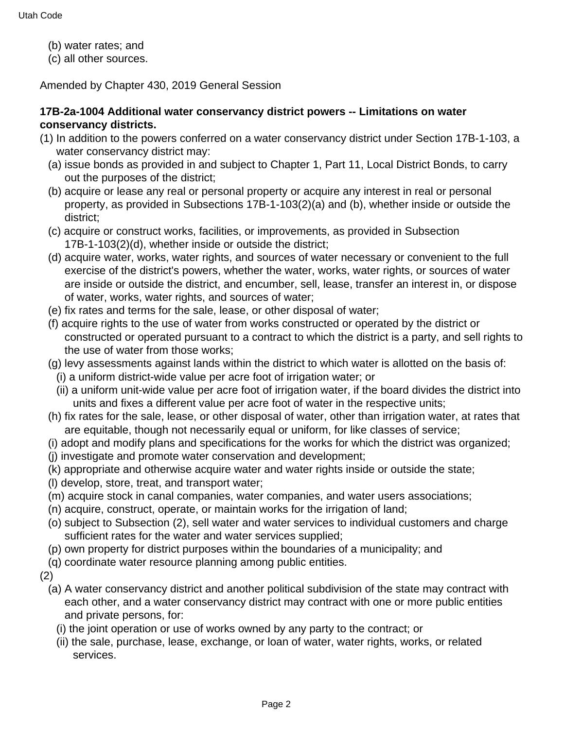(b) water rates; and
(c) all other sources.

Amended by Chapter 430, 2019 General Session

**17B-2a-1004 Additional water conservancy district powers -- Limitations on water conservancy districts.**

(1) In addition to the powers conferred on a water conservancy district under Section 17B-1-103, a water conservancy district may:
  (a) issue bonds as provided in and subject to Chapter 1, Part 11, Local District Bonds, to carry out the purposes of the district;
  (b) acquire or lease any real or personal property or acquire any interest in real or personal property, as provided in Subsections 17B-1-103(2)(a) and (b), whether inside or outside the district;
  (c) acquire or construct works, facilities, or improvements, as provided in Subsection 17B-1-103(2)(d), whether inside or outside the district;
  (d) acquire water, works, water rights, and sources of water necessary or convenient to the full exercise of the district's powers, whether the water, works, water rights, or sources of water are inside or outside the district, and encumber, sell, lease, transfer an interest in, or dispose of water, works, water rights, and sources of water;
  (e) fix rates and terms for the sale, lease, or other disposal of water;
  (f) acquire rights to the use of water from works constructed or operated by the district or constructed or operated pursuant to a contract to which the district is a party, and sell rights to the use of water from those works;
  (g) levy assessments against lands within the district to which water is allotted on the basis of:
    (i) a uniform district-wide value per acre foot of irrigation water; or
    (ii) a uniform unit-wide value per acre foot of irrigation water, if the board divides the district into units and fixes a different value per acre foot of water in the respective units;
  (h) fix rates for the sale, lease, or other disposal of water, other than irrigation water, at rates that are equitable, though not necessarily equal or uniform, for like classes of service;
  (i) adopt and modify plans and specifications for the works for which the district was organized;
  (j) investigate and promote water conservation and development;
  (k) appropriate and otherwise acquire water and water rights inside or outside the state;
  (l) develop, store, treat, and transport water;
  (m) acquire stock in canal companies, water companies, and water users associations;
  (n) acquire, construct, operate, or maintain works for the irrigation of land;
  (o) subject to Subsection (2), sell water and water services to individual customers and charge sufficient rates for the water and water services supplied;
  (p) own property for district purposes within the boundaries of a municipality; and
  (q) coordinate water resource planning among public entities.

(2)
  (a) A water conservancy district and another political subdivision of the state may contract with each other, and a water conservancy district may contract with one or more public entities and private persons, for:
    (i) the joint operation or use of works owned by any party to the contract; or
    (ii) the sale, purchase, lease, exchange, or loan of water, water rights, works, or related services.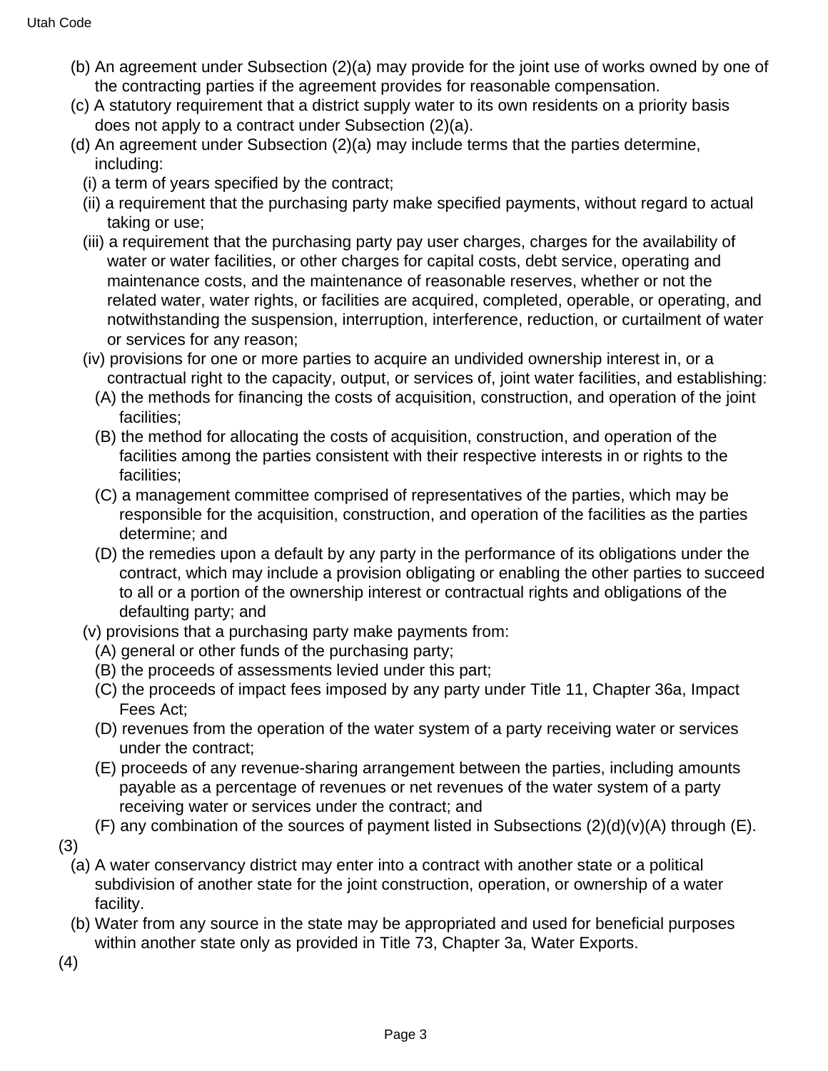(b) An agreement under Subsection (2)(a) may provide for the joint use of works owned by one of the contracting parties if the agreement provides for reasonable compensation.

(c) A statutory requirement that a district supply water to its own residents on a priority basis does not apply to a contract under Subsection (2)(a).

(d) An agreement under Subsection (2)(a) may include terms that the parties determine, including:

(i) a term of years specified by the contract;

(ii) a requirement that the purchasing party make specified payments, without regard to actual taking or use;

(iii) a requirement that the purchasing party pay user charges, charges for the availability of water or water facilities, or other charges for capital costs, debt service, operating and maintenance costs, and the maintenance of reasonable reserves, whether or not the related water, water rights, or facilities are acquired, completed, operable, or operating, and notwithstanding the suspension, interruption, interference, reduction, or curtailment of water or services for any reason;

(iv) provisions for one or more parties to acquire an undivided ownership interest in, or a contractual right to the capacity, output, or services of, joint water facilities, and establishing:

(A) the methods for financing the costs of acquisition, construction, and operation of the joint facilities;

(B) the method for allocating the costs of acquisition, construction, and operation of the facilities among the parties consistent with their respective interests in or rights to the facilities;

(C) a management committee comprised of representatives of the parties, which may be responsible for the acquisition, construction, and operation of the facilities as the parties determine; and

(D) the remedies upon a default by any party in the performance of its obligations under the contract, which may include a provision obligating or enabling the other parties to succeed to all or a portion of the ownership interest or contractual rights and obligations of the defaulting party; and

(v) provisions that a purchasing party make payments from:

(A) general or other funds of the purchasing party;

(B) the proceeds of assessments levied under this part;

(C) the proceeds of impact fees imposed by any party under Title 11, Chapter 36a, Impact Fees Act;

(D) revenues from the operation of the water system of a party receiving water or services under the contract;

(E) proceeds of any revenue-sharing arrangement between the parties, including amounts payable as a percentage of revenues or net revenues of the water system of a party receiving water or services under the contract; and

(F) any combination of the sources of payment listed in Subsections (2)(d)(v)(A) through (E).

(3)

(a) A water conservancy district may enter into a contract with another state or a political subdivision of another state for the joint construction, operation, or ownership of a water facility.

(b) Water from any source in the state may be appropriated and used for beneficial purposes within another state only as provided in Title 73, Chapter 3a, Water Exports.

(4)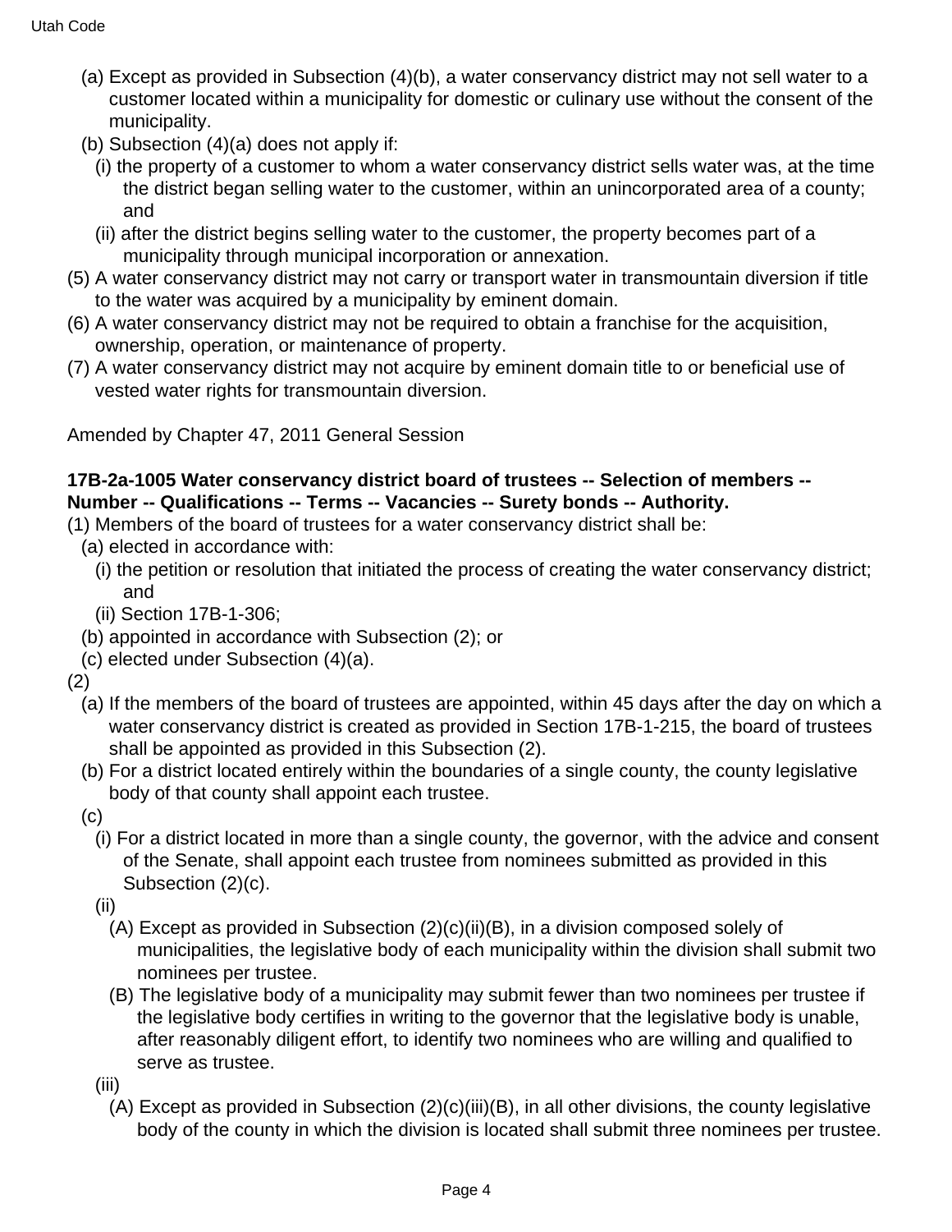(a) Except as provided in Subsection (4)(b), a water conservancy district may not sell water to a customer located within a municipality for domestic or culinary use without the consent of the municipality.

(b) Subsection (4)(a) does not apply if:

(i) the property of a customer to whom a water conservancy district sells water was, at the time the district began selling water to the customer, within an unincorporated area of a county; and

(ii) after the district begins selling water to the customer, the property becomes part of a municipality through municipal incorporation or annexation.

(5) A water conservancy district may not carry or transport water in transmountain diversion if title to the water was acquired by a municipality by eminent domain.

(6) A water conservancy district may not be required to obtain a franchise for the acquisition, ownership, operation, or maintenance of property.

(7) A water conservancy district may not acquire by eminent domain title to or beneficial use of vested water rights for transmountain diversion.

Amended by Chapter 47, 2011 General Session

**17B-2a-1005 Water conservancy district board of trustees -- Selection of members -- Number -- Qualifications -- Terms -- Vacancies -- Surety bonds -- Authority.**

(1) Members of the board of trustees for a water conservancy district shall be:

(a) elected in accordance with:

(i) the petition or resolution that initiated the process of creating the water conservancy district; and

(ii) Section 17B-1-306;

(b) appointed in accordance with Subsection (2); or

(c) elected under Subsection (4)(a).

(2)

(a) If the members of the board of trustees are appointed, within 45 days after the day on which a water conservancy district is created as provided in Section 17B-1-215, the board of trustees shall be appointed as provided in this Subsection (2).

(b) For a district located entirely within the boundaries of a single county, the county legislative body of that county shall appoint each trustee.

(c)

(i) For a district located in more than a single county, the governor, with the advice and consent of the Senate, shall appoint each trustee from nominees submitted as provided in this Subsection (2)(c).

(ii)

(A) Except as provided in Subsection (2)(c)(ii)(B), in a division composed solely of municipalities, the legislative body of each municipality within the division shall submit two nominees per trustee.

(B) The legislative body of a municipality may submit fewer than two nominees per trustee if the legislative body certifies in writing to the governor that the legislative body is unable, after reasonably diligent effort, to identify two nominees who are willing and qualified to serve as trustee.

(iii)

(A) Except as provided in Subsection (2)(c)(iii)(B), in all other divisions, the county legislative body of the county in which the division is located shall submit three nominees per trustee.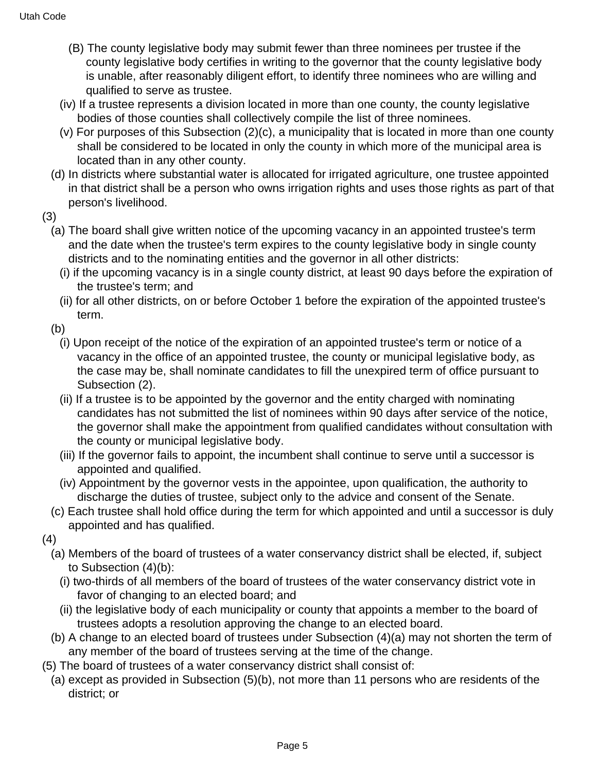(B) The county legislative body may submit fewer than three nominees per trustee if the county legislative body certifies in writing to the governor that the county legislative body is unable, after reasonably diligent effort, to identify three nominees who are willing and qualified to serve as trustee.

(iv) If a trustee represents a division located in more than one county, the county legislative bodies of those counties shall collectively compile the list of three nominees.

(v) For purposes of this Subsection (2)(c), a municipality that is located in more than one county shall be considered to be located in only the county in which more of the municipal area is located than in any other county.

(d) In districts where substantial water is allocated for irrigated agriculture, one trustee appointed in that district shall be a person who owns irrigation rights and uses those rights as part of that person's livelihood.

(3)

(a) The board shall give written notice of the upcoming vacancy in an appointed trustee's term and the date when the trustee's term expires to the county legislative body in single county districts and to the nominating entities and the governor in all other districts:

(i) if the upcoming vacancy is in a single county district, at least 90 days before the expiration of the trustee's term; and

(ii) for all other districts, on or before October 1 before the expiration of the appointed trustee's term.

(b)

(i) Upon receipt of the notice of the expiration of an appointed trustee's term or notice of a vacancy in the office of an appointed trustee, the county or municipal legislative body, as the case may be, shall nominate candidates to fill the unexpired term of office pursuant to Subsection (2).

(ii) If a trustee is to be appointed by the governor and the entity charged with nominating candidates has not submitted the list of nominees within 90 days after service of the notice, the governor shall make the appointment from qualified candidates without consultation with the county or municipal legislative body.

(iii) If the governor fails to appoint, the incumbent shall continue to serve until a successor is appointed and qualified.

(iv) Appointment by the governor vests in the appointee, upon qualification, the authority to discharge the duties of trustee, subject only to the advice and consent of the Senate.

(c) Each trustee shall hold office during the term for which appointed and until a successor is duly appointed and has qualified.

(4)

(a) Members of the board of trustees of a water conservancy district shall be elected, if, subject to Subsection (4)(b):

(i) two-thirds of all members of the board of trustees of the water conservancy district vote in favor of changing to an elected board; and

(ii) the legislative body of each municipality or county that appoints a member to the board of trustees adopts a resolution approving the change to an elected board.

(b) A change to an elected board of trustees under Subsection (4)(a) may not shorten the term of any member of the board of trustees serving at the time of the change.

(5) The board of trustees of a water conservancy district shall consist of:

(a) except as provided in Subsection (5)(b), not more than 11 persons who are residents of the district; or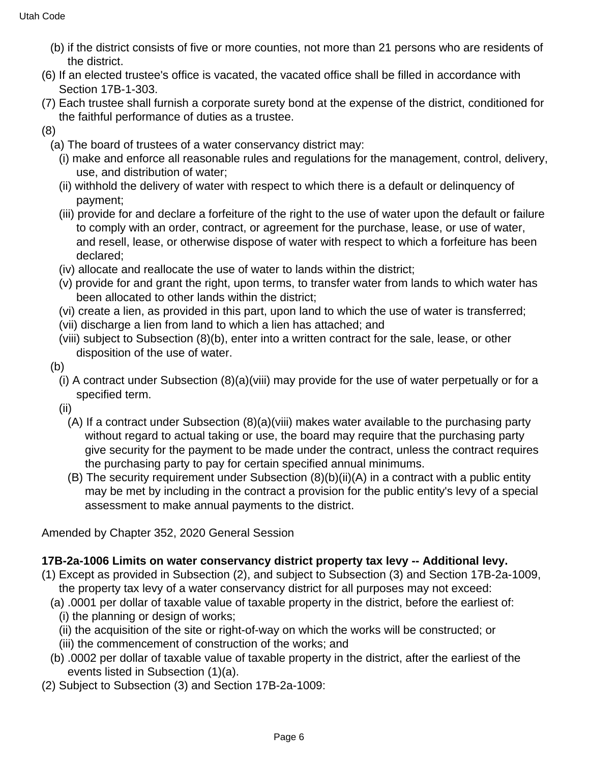(b) if the district consists of five or more counties, not more than 21 persons who are residents of the district.

(6) If an elected trustee's office is vacated, the vacated office shall be filled in accordance with Section 17B-1-303.

(7) Each trustee shall furnish a corporate surety bond at the expense of the district, conditioned for the faithful performance of duties as a trustee.

(8)

(a) The board of trustees of a water conservancy district may:

(i) make and enforce all reasonable rules and regulations for the management, control, delivery, use, and distribution of water;

(ii) withhold the delivery of water with respect to which there is a default or delinquency of payment;

(iii) provide for and declare a forfeiture of the right to the use of water upon the default or failure to comply with an order, contract, or agreement for the purchase, lease, or use of water, and resell, lease, or otherwise dispose of water with respect to which a forfeiture has been declared;

(iv) allocate and reallocate the use of water to lands within the district;

(v) provide for and grant the right, upon terms, to transfer water from lands to which water has been allocated to other lands within the district;

(vi) create a lien, as provided in this part, upon land to which the use of water is transferred;

(vii) discharge a lien from land to which a lien has attached; and

(viii) subject to Subsection (8)(b), enter into a written contract for the sale, lease, or other disposition of the use of water.

(b)

(i) A contract under Subsection (8)(a)(viii) may provide for the use of water perpetually or for a specified term.

(ii)

(A) If a contract under Subsection (8)(a)(viii) makes water available to the purchasing party without regard to actual taking or use, the board may require that the purchasing party give security for the payment to be made under the contract, unless the contract requires the purchasing party to pay for certain specified annual minimums.

(B) The security requirement under Subsection (8)(b)(ii)(A) in a contract with a public entity may be met by including in the contract a provision for the public entity's levy of a special assessment to make annual payments to the district.

Amended by Chapter 352, 2020 General Session

**17B-2a-1006 Limits on water conservancy district property tax levy -- Additional levy.**

(1) Except as provided in Subsection (2), and subject to Subsection (3) and Section 17B-2a-1009, the property tax levy of a water conservancy district for all purposes may not exceed:

(a) .0001 per dollar of taxable value of taxable property in the district, before the earliest of:

(i) the planning or design of works;

(ii) the acquisition of the site or right-of-way on which the works will be constructed; or

(iii) the commencement of construction of the works; and

(b) .0002 per dollar of taxable value of taxable property in the district, after the earliest of the events listed in Subsection (1)(a).

(2) Subject to Subsection (3) and Section 17B-2a-1009: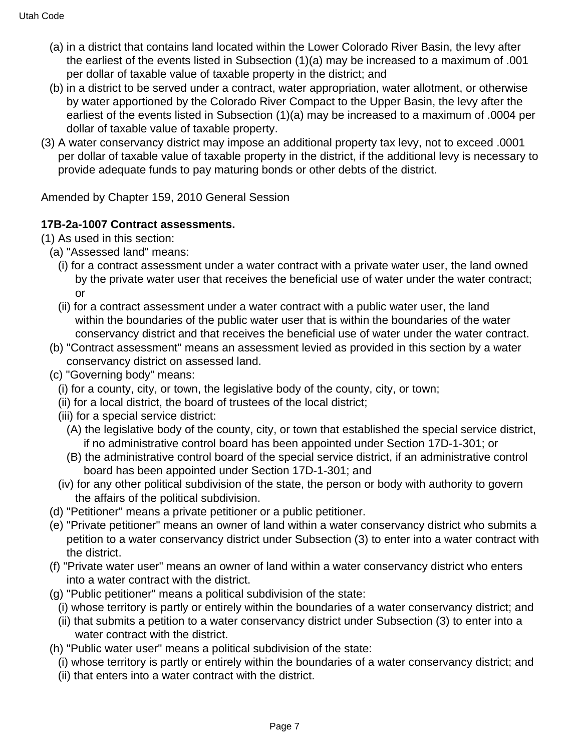(a) in a district that contains land located within the Lower Colorado River Basin, the levy after the earliest of the events listed in Subsection (1)(a) may be increased to a maximum of .001 per dollar of taxable value of taxable property in the district; and

(b) in a district to be served under a contract, water appropriation, water allotment, or otherwise by water apportioned by the Colorado River Compact to the Upper Basin, the levy after the earliest of the events listed in Subsection (1)(a) may be increased to a maximum of .0004 per dollar of taxable value of taxable property.

(3) A water conservancy district may impose an additional property tax levy, not to exceed .0001 per dollar of taxable value of taxable property in the district, if the additional levy is necessary to provide adequate funds to pay maturing bonds or other debts of the district.

Amended by Chapter 159, 2010 General Session

**17B-2a-1007 Contract assessments.**

(1) As used in this section:

(a) "Assessed land" means:

(i) for a contract assessment under a water contract with a private water user, the land owned by the private water user that receives the beneficial use of water under the water contract; or

(ii) for a contract assessment under a water contract with a public water user, the land within the boundaries of the public water user that is within the boundaries of the water conservancy district and that receives the beneficial use of water under the water contract.

(b) "Contract assessment" means an assessment levied as provided in this section by a water conservancy district on assessed land.

(c) "Governing body" means:

(i) for a county, city, or town, the legislative body of the county, city, or town;

(ii) for a local district, the board of trustees of the local district;

(iii) for a special service district:

(A) the legislative body of the county, city, or town that established the special service district, if no administrative control board has been appointed under Section 17D-1-301; or

(B) the administrative control board of the special service district, if an administrative control board has been appointed under Section 17D-1-301; and

(iv) for any other political subdivision of the state, the person or body with authority to govern the affairs of the political subdivision.

(d) "Petitioner" means a private petitioner or a public petitioner.

(e) "Private petitioner" means an owner of land within a water conservancy district who submits a petition to a water conservancy district under Subsection (3) to enter into a water contract with the district.

(f) "Private water user" means an owner of land within a water conservancy district who enters into a water contract with the district.

(g) "Public petitioner" means a political subdivision of the state:

(i) whose territory is partly or entirely within the boundaries of a water conservancy district; and

(ii) that submits a petition to a water conservancy district under Subsection (3) to enter into a water contract with the district.

(h) "Public water user" means a political subdivision of the state:

(i) whose territory is partly or entirely within the boundaries of a water conservancy district; and

(ii) that enters into a water contract with the district.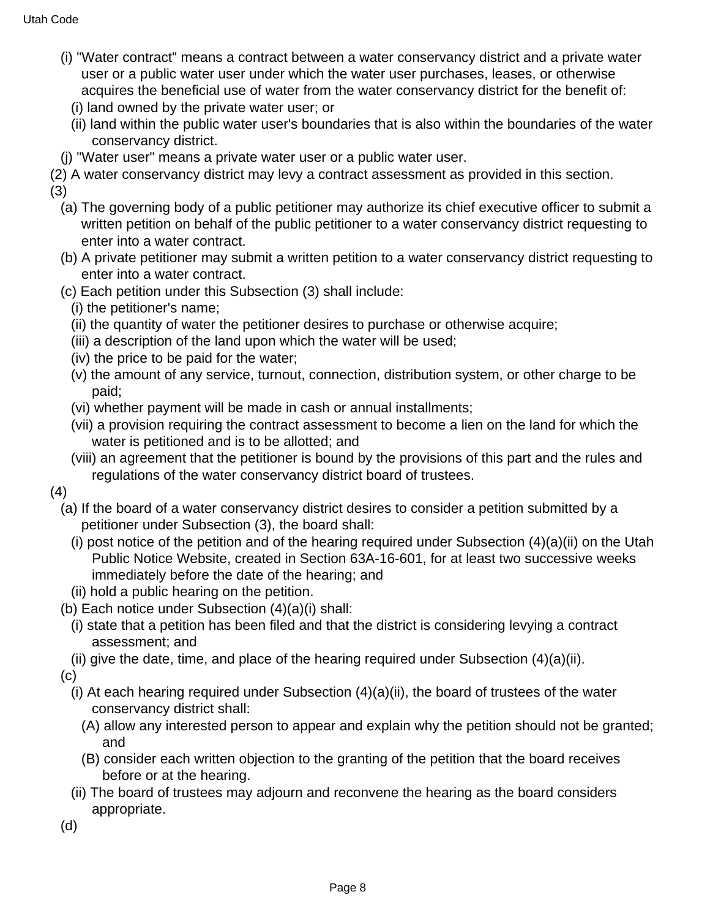(i) "Water contract" means a contract between a water conservancy district and a private water user or a public water user under which the water user purchases, leases, or otherwise acquires the beneficial use of water from the water conservancy district for the benefit of:

  (i) land owned by the private water user; or

  (ii) land within the public water user's boundaries that is also within the boundaries of the water conservancy district.

(j) "Water user" means a private water user or a public water user.

(2) A water conservancy district may levy a contract assessment as provided in this section.

(3)

  (a) The governing body of a public petitioner may authorize its chief executive officer to submit a written petition on behalf of the public petitioner to a water conservancy district requesting to enter into a water contract.

  (b) A private petitioner may submit a written petition to a water conservancy district requesting to enter into a water contract.

  (c) Each petition under this Subsection (3) shall include:

    (i) the petitioner's name;

    (ii) the quantity of water the petitioner desires to purchase or otherwise acquire;

    (iii) a description of the land upon which the water will be used;

    (iv) the price to be paid for the water;

    (v) the amount of any service, turnout, connection, distribution system, or other charge to be paid;

    (vi) whether payment will be made in cash or annual installments;

    (vii) a provision requiring the contract assessment to become a lien on the land for which the water is petitioned and is to be allotted; and

    (viii) an agreement that the petitioner is bound by the provisions of this part and the rules and regulations of the water conservancy district board of trustees.

(4)

  (a) If the board of a water conservancy district desires to consider a petition submitted by a petitioner under Subsection (3), the board shall:

    (i) post notice of the petition and of the hearing required under Subsection (4)(a)(ii) on the Utah Public Notice Website, created in Section 63A-16-601, for at least two successive weeks immediately before the date of the hearing; and

    (ii) hold a public hearing on the petition.

  (b) Each notice under Subsection (4)(a)(i) shall:

    (i) state that a petition has been filed and that the district is considering levying a contract assessment; and

    (ii) give the date, time, and place of the hearing required under Subsection (4)(a)(ii).

  (c)

    (i) At each hearing required under Subsection (4)(a)(ii), the board of trustees of the water conservancy district shall:

      (A) allow any interested person to appear and explain why the petition should not be granted; and

      (B) consider each written objection to the granting of the petition that the board receives before or at the hearing.

    (ii) The board of trustees may adjourn and reconvene the hearing as the board considers appropriate.

  (d)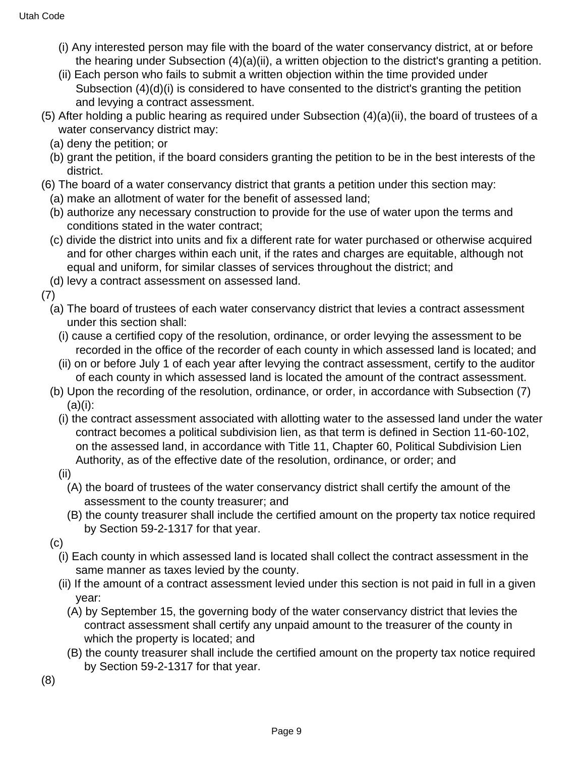(i) Any interested person may file with the board of the water conservancy district, at or before the hearing under Subsection (4)(a)(ii), a written objection to the district's granting a petition.

(ii) Each person who fails to submit a written objection within the time provided under Subsection (4)(d)(i) is considered to have consented to the district's granting the petition and levying a contract assessment.

(5) After holding a public hearing as required under Subsection (4)(a)(ii), the board of trustees of a water conservancy district may:

(a) deny the petition; or

(b) grant the petition, if the board considers granting the petition to be in the best interests of the district.

(6) The board of a water conservancy district that grants a petition under this section may:

(a) make an allotment of water for the benefit of assessed land;

(b) authorize any necessary construction to provide for the use of water upon the terms and conditions stated in the water contract;

(c) divide the district into units and fix a different rate for water purchased or otherwise acquired and for other charges within each unit, if the rates and charges are equitable, although not equal and uniform, for similar classes of services throughout the district; and

(d) levy a contract assessment on assessed land.

(7)

(a) The board of trustees of each water conservancy district that levies a contract assessment under this section shall:

(i) cause a certified copy of the resolution, ordinance, or order levying the assessment to be recorded in the office of the recorder of each county in which assessed land is located; and

(ii) on or before July 1 of each year after levying the contract assessment, certify to the auditor of each county in which assessed land is located the amount of the contract assessment.

(b) Upon the recording of the resolution, ordinance, or order, in accordance with Subsection (7)(a)(i):

(i) the contract assessment associated with allotting water to the assessed land under the water contract becomes a political subdivision lien, as that term is defined in Section 11-60-102, on the assessed land, in accordance with Title 11, Chapter 60, Political Subdivision Lien Authority, as of the effective date of the resolution, ordinance, or order; and

(ii)

(A) the board of trustees of the water conservancy district shall certify the amount of the assessment to the county treasurer; and

(B) the county treasurer shall include the certified amount on the property tax notice required by Section 59-2-1317 for that year.

(c)

(i) Each county in which assessed land is located shall collect the contract assessment in the same manner as taxes levied by the county.

(ii) If the amount of a contract assessment levied under this section is not paid in full in a given year:

(A) by September 15, the governing body of the water conservancy district that levies the contract assessment shall certify any unpaid amount to the treasurer of the county in which the property is located; and

(B) the county treasurer shall include the certified amount on the property tax notice required by Section 59-2-1317 for that year.

(8)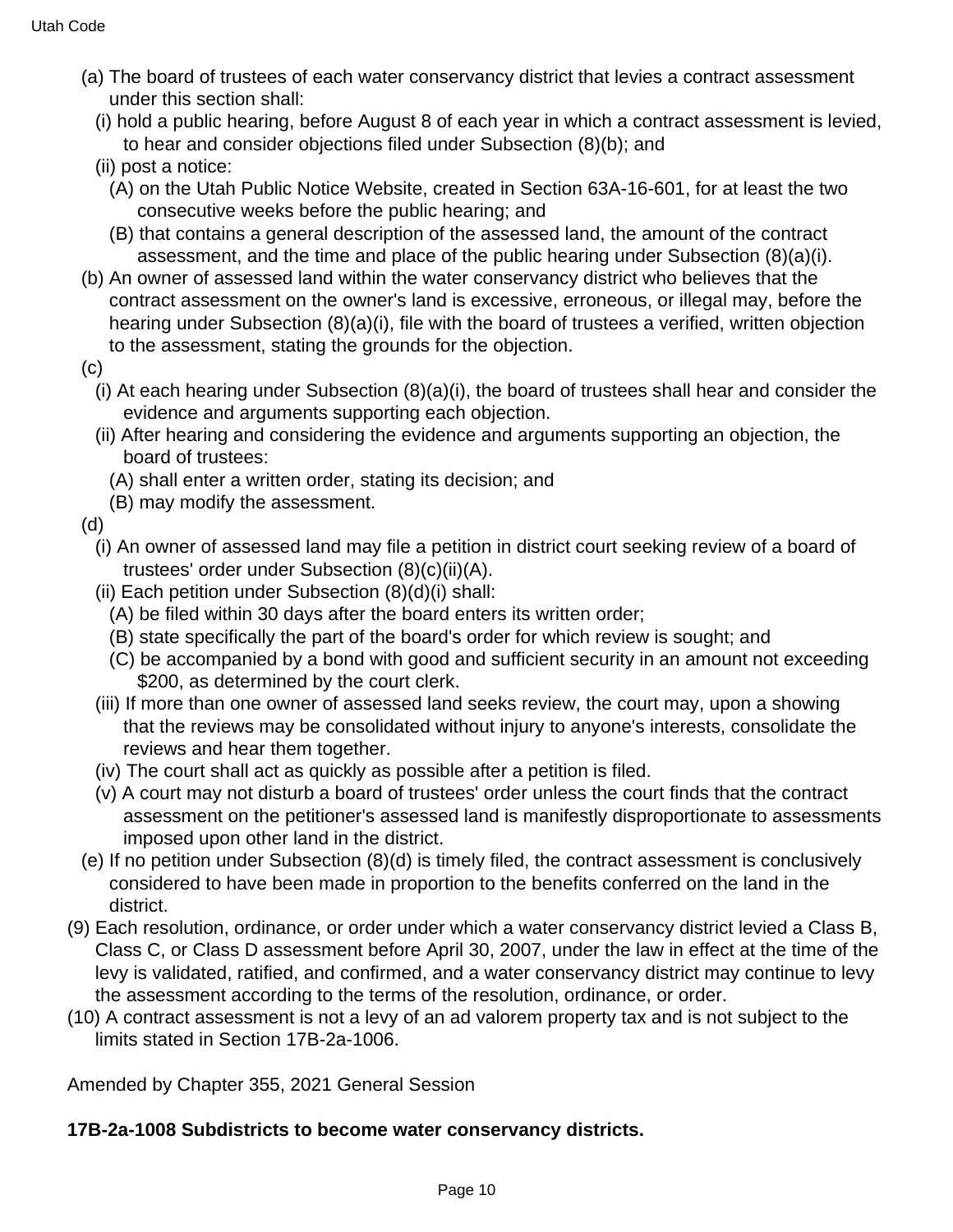(a) The board of trustees of each water conservancy district that levies a contract assessment under this section shall:

(i) hold a public hearing, before August 8 of each year in which a contract assessment is levied, to hear and consider objections filed under Subsection (8)(b); and

(ii) post a notice:

(A) on the Utah Public Notice Website, created in Section 63A-16-601, for at least the two consecutive weeks before the public hearing; and

(B) that contains a general description of the assessed land, the amount of the contract assessment, and the time and place of the public hearing under Subsection (8)(a)(i).

(b) An owner of assessed land within the water conservancy district who believes that the contract assessment on the owner's land is excessive, erroneous, or illegal may, before the hearing under Subsection (8)(a)(i), file with the board of trustees a verified, written objection to the assessment, stating the grounds for the objection.

(c)

(i) At each hearing under Subsection (8)(a)(i), the board of trustees shall hear and consider the evidence and arguments supporting each objection.

(ii) After hearing and considering the evidence and arguments supporting an objection, the board of trustees:

(A) shall enter a written order, stating its decision; and

(B) may modify the assessment.

(d)

(i) An owner of assessed land may file a petition in district court seeking review of a board of trustees' order under Subsection (8)(c)(ii)(A).

(ii) Each petition under Subsection (8)(d)(i) shall:

(A) be filed within 30 days after the board enters its written order;

(B) state specifically the part of the board's order for which review is sought; and

(C) be accompanied by a bond with good and sufficient security in an amount not exceeding $200, as determined by the court clerk.

(iii) If more than one owner of assessed land seeks review, the court may, upon a showing that the reviews may be consolidated without injury to anyone's interests, consolidate the reviews and hear them together.

(iv) The court shall act as quickly as possible after a petition is filed.

(v) A court may not disturb a board of trustees' order unless the court finds that the contract assessment on the petitioner's assessed land is manifestly disproportionate to assessments imposed upon other land in the district.

(e) If no petition under Subsection (8)(d) is timely filed, the contract assessment is conclusively considered to have been made in proportion to the benefits conferred on the land in the district.

(9) Each resolution, ordinance, or order under which a water conservancy district levied a Class B, Class C, or Class D assessment before April 30, 2007, under the law in effect at the time of the levy is validated, ratified, and confirmed, and a water conservancy district may continue to levy the assessment according to the terms of the resolution, ordinance, or order.

(10) A contract assessment is not a levy of an ad valorem property tax and is not subject to the limits stated in Section 17B-2a-1006.

Amended by Chapter 355, 2021 General Session

**17B-2a-1008 Subdistricts to become water conservancy districts.**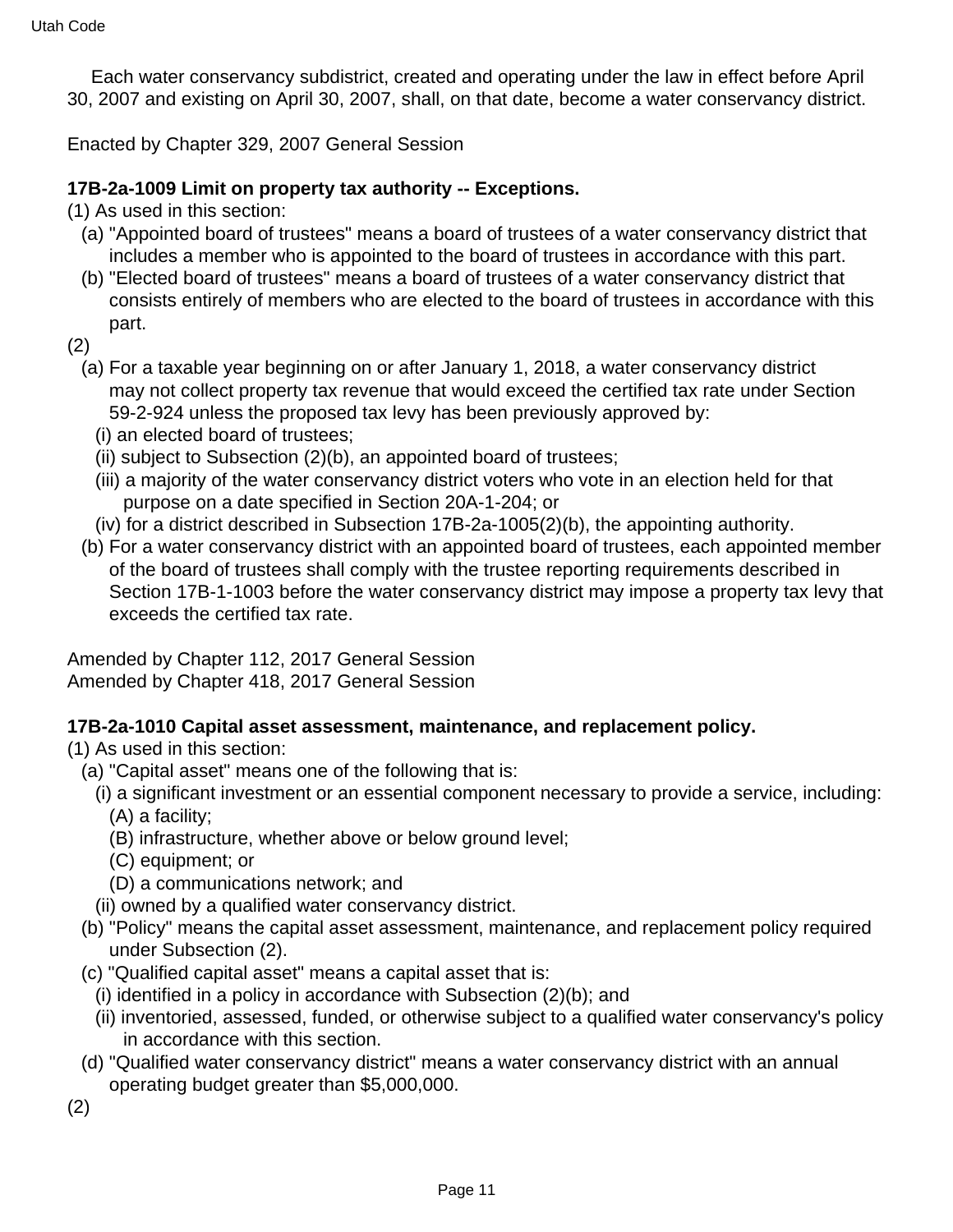Each water conservancy subdistrict, created and operating under the law in effect before April 30, 2007 and existing on April 30, 2007, shall, on that date, become a water conservancy district.

Enacted by Chapter 329, 2007 General Session

**17B-2a-1009 Limit on property tax authority -- Exceptions.**

(1) As used in this section:

- (a) "Appointed board of trustees" means a board of trustees of a water conservancy district that includes a member who is appointed to the board of trustees in accordance with this part.
- (b) "Elected board of trustees" means a board of trustees of a water conservancy district that consists entirely of members who are elected to the board of trustees in accordance with this part.

(2)

- (a) For a taxable year beginning on or after January 1, 2018, a water conservancy district may not collect property tax revenue that would exceed the certified tax rate under Section 59-2-924 unless the proposed tax levy has been previously approved by:
  - (i) an elected board of trustees;
  - (ii) subject to Subsection (2)(b), an appointed board of trustees;
  - (iii) a majority of the water conservancy district voters who vote in an election held for that purpose on a date specified in Section 20A-1-204; or
  - (iv) for a district described in Subsection 17B-2a-1005(2)(b), the appointing authority.
- (b) For a water conservancy district with an appointed board of trustees, each appointed member of the board of trustees shall comply with the trustee reporting requirements described in Section 17B-1-1003 before the water conservancy district may impose a property tax levy that exceeds the certified tax rate.

Amended by Chapter 112, 2017 General Session
Amended by Chapter 418, 2017 General Session

**17B-2a-1010 Capital asset assessment, maintenance, and replacement policy.**

(1) As used in this section:

- (a) "Capital asset" means one of the following that is:
  - (i) a significant investment or an essential component necessary to provide a service, including:
    - (A) a facility;
    - (B) infrastructure, whether above or below ground level;
    - (C) equipment; or
    - (D) a communications network; and
  - (ii) owned by a qualified water conservancy district.
- (b) "Policy" means the capital asset assessment, maintenance, and replacement policy required under Subsection (2).
- (c) "Qualified capital asset" means a capital asset that is:
  - (i) identified in a policy in accordance with Subsection (2)(b); and
  - (ii) inventoried, assessed, funded, or otherwise subject to a qualified water conservancy's policy in accordance with this section.
- (d) "Qualified water conservancy district" means a water conservancy district with an annual operating budget greater than $5,000,000.

(2)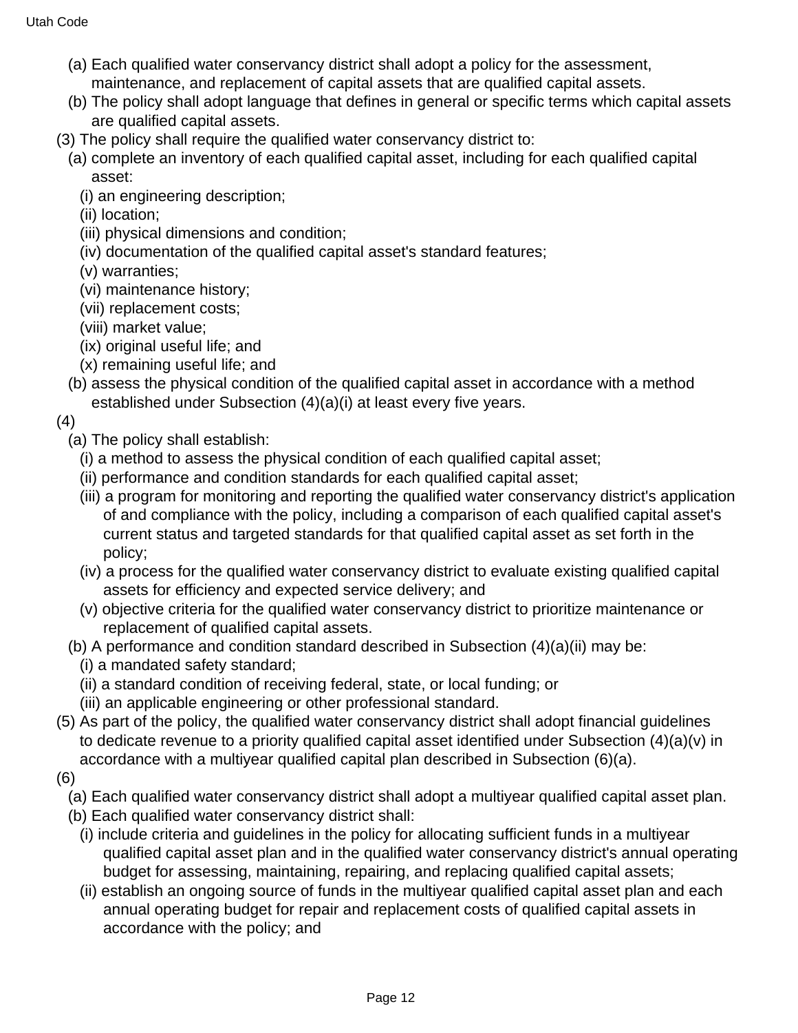(a) Each qualified water conservancy district shall adopt a policy for the assessment, maintenance, and replacement of capital assets that are qualified capital assets.

(b) The policy shall adopt language that defines in general or specific terms which capital assets are qualified capital assets.

(3) The policy shall require the qualified water conservancy district to:

(a) complete an inventory of each qualified capital asset, including for each qualified capital asset:

(i) an engineering description;

(ii) location;

(iii) physical dimensions and condition;

(iv) documentation of the qualified capital asset's standard features;

(v) warranties;

(vi) maintenance history;

(vii) replacement costs;

(viii) market value;

(ix) original useful life; and

(x) remaining useful life; and

(b) assess the physical condition of the qualified capital asset in accordance with a method established under Subsection (4)(a)(i) at least every five years.

(4)

(a) The policy shall establish:

(i) a method to assess the physical condition of each qualified capital asset;

(ii) performance and condition standards for each qualified capital asset;

(iii) a program for monitoring and reporting the qualified water conservancy district's application of and compliance with the policy, including a comparison of each qualified capital asset's current status and targeted standards for that qualified capital asset as set forth in the policy;

(iv) a process for the qualified water conservancy district to evaluate existing qualified capital assets for efficiency and expected service delivery; and

(v) objective criteria for the qualified water conservancy district to prioritize maintenance or replacement of qualified capital assets.

(b) A performance and condition standard described in Subsection (4)(a)(ii) may be:

(i) a mandated safety standard;

(ii) a standard condition of receiving federal, state, or local funding; or

(iii) an applicable engineering or other professional standard.

(5) As part of the policy, the qualified water conservancy district shall adopt financial guidelines to dedicate revenue to a priority qualified capital asset identified under Subsection (4)(a)(v) in accordance with a multiyear qualified capital plan described in Subsection (6)(a).

(6)

(a) Each qualified water conservancy district shall adopt a multiyear qualified capital asset plan.

(b) Each qualified water conservancy district shall:

(i) include criteria and guidelines in the policy for allocating sufficient funds in a multiyear qualified capital asset plan and in the qualified water conservancy district's annual operating budget for assessing, maintaining, repairing, and replacing qualified capital assets;

(ii) establish an ongoing source of funds in the multiyear qualified capital asset plan and each annual operating budget for repair and replacement costs of qualified capital assets in accordance with the policy; and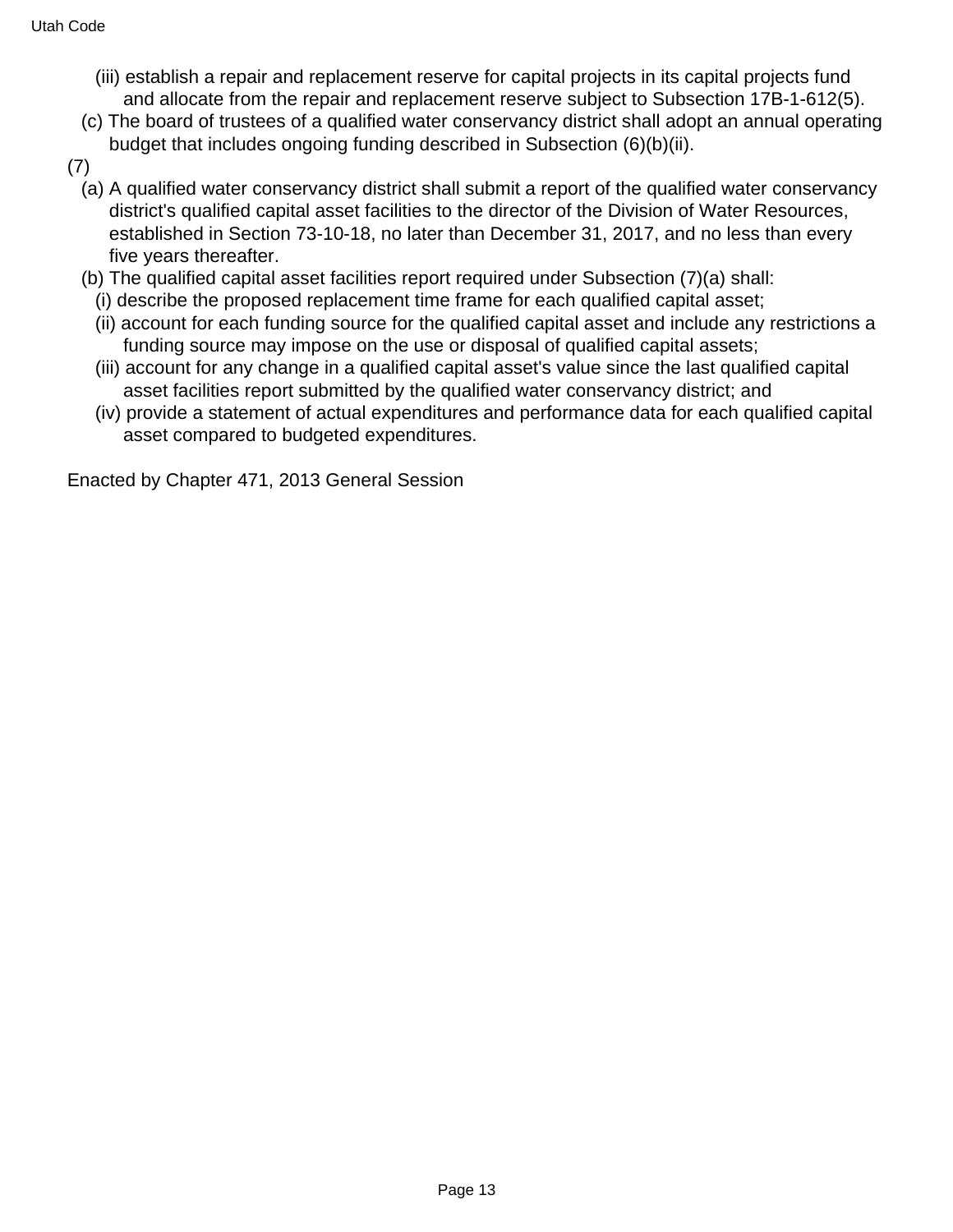(iii) establish a repair and replacement reserve for capital projects in its capital projects fund and allocate from the repair and replacement reserve subject to Subsection 17B-1-612(5).

(c) The board of trustees of a qualified water conservancy district shall adopt an annual operating budget that includes ongoing funding described in Subsection (6)(b)(ii).

(7)

(a) A qualified water conservancy district shall submit a report of the qualified water conservancy district's qualified capital asset facilities to the director of the Division of Water Resources, established in Section 73-10-18, no later than December 31, 2017, and no less than every five years thereafter.

(b) The qualified capital asset facilities report required under Subsection (7)(a) shall:

(i) describe the proposed replacement time frame for each qualified capital asset;

(ii) account for each funding source for the qualified capital asset and include any restrictions a funding source may impose on the use or disposal of qualified capital assets;

(iii) account for any change in a qualified capital asset's value since the last qualified capital asset facilities report submitted by the qualified water conservancy district; and

(iv) provide a statement of actual expenditures and performance data for each qualified capital asset compared to budgeted expenditures.

Enacted by Chapter 471, 2013 General Session